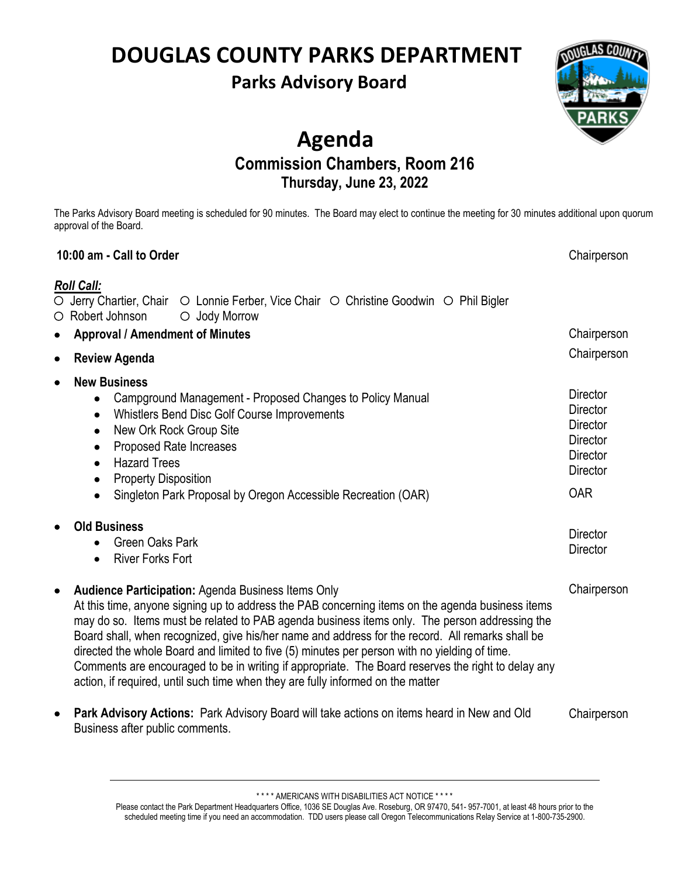# DOUGLAS COUNTY PARKS DEPARTMENT

## Parks Advisory Board

# Agenda

### Commission Chambers, Room 216
### Thursday, June 23, 2022

The Parks Advisory Board meeting is scheduled for 90 minutes. The Board may elect to continue the meeting for 30 minutes additional upon quorum approval of the Board.

**10:00 am - Call to Order** — Chairperson

***Roll Call:***

○ Jerry Chartier, Chair ○ Lonnie Ferber, Vice Chair ○ Christine Goodwin ○ Phil Bigler
○ Robert Johnson ○ Jody Morrow

- **Approval / Amendment of Minutes** — Chairperson
- **Review Agenda** — Chairperson
- **New Business**
  - Campground Management - Proposed Changes to Policy Manual — Director
  - Whistlers Bend Disc Golf Course Improvements — Director
  - New Ork Rock Group Site — Director
  - Proposed Rate Increases — Director
  - Hazard Trees — Director
  - Property Disposition — Director
  - Singleton Park Proposal by Oregon Accessible Recreation (OAR) — OAR
- **Old Business**
  - Green Oaks Park — Director
  - River Forks Fort — Director
- **Audience Participation:** Agenda Business Items Only — Chairperson
  At this time, anyone signing up to address the PAB concerning items on the agenda business items may do so. Items must be related to PAB agenda business items only. The person addressing the Board shall, when recognized, give his/her name and address for the record. All remarks shall be directed the whole Board and limited to five (5) minutes per person with no yielding of time. Comments are encouraged to be in writing if appropriate. The Board reserves the right to delay any action, if required, until such time when they are fully informed on the matter
- **Park Advisory Actions:** Park Advisory Board will take actions on items heard in New and Old Business after public comments. — Chairperson

---

\* \* \* \* AMERICANS WITH DISABILITIES ACT NOTICE \* \* \* \*

Please contact the Park Department Headquarters Office, 1036 SE Douglas Ave. Roseburg, OR 97470, 541- 957-7001, at least 48 hours prior to the scheduled meeting time if you need an accommodation. TDD users please call Oregon Telecommunications Relay Service at 1-800-735-2900.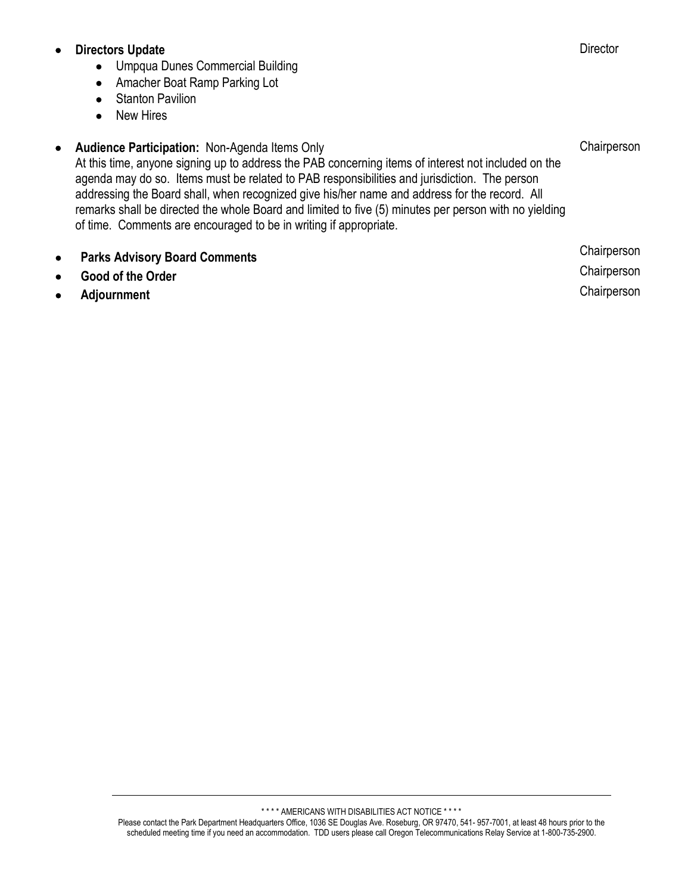- **Directors Update** — Director
  - Umpqua Dunes Commercial Building
  - Amacher Boat Ramp Parking Lot
  - Stanton Pavilion
  - New Hires

- **Audience Participation:** Non-Agenda Items Only — Chairperson
  At this time, anyone signing up to address the PAB concerning items of interest not included on the agenda may do so. Items must be related to PAB responsibilities and jurisdiction. The person addressing the Board shall, when recognized give his/her name and address for the record. All remarks shall be directed the whole Board and limited to five (5) minutes per person with no yielding of time. Comments are encouraged to be in writing if appropriate.

- **Parks Advisory Board Comments** — Chairperson
- **Good of the Order** — Chairperson
- **Adjournment** — Chairperson

\* \* \* \* AMERICANS WITH DISABILITIES ACT NOTICE \* \* \* \*

Please contact the Park Department Headquarters Office, 1036 SE Douglas Ave. Roseburg, OR 97470, 541- 957-7001, at least 48 hours prior to the scheduled meeting time if you need an accommodation. TDD users please call Oregon Telecommunications Relay Service at 1-800-735-2900.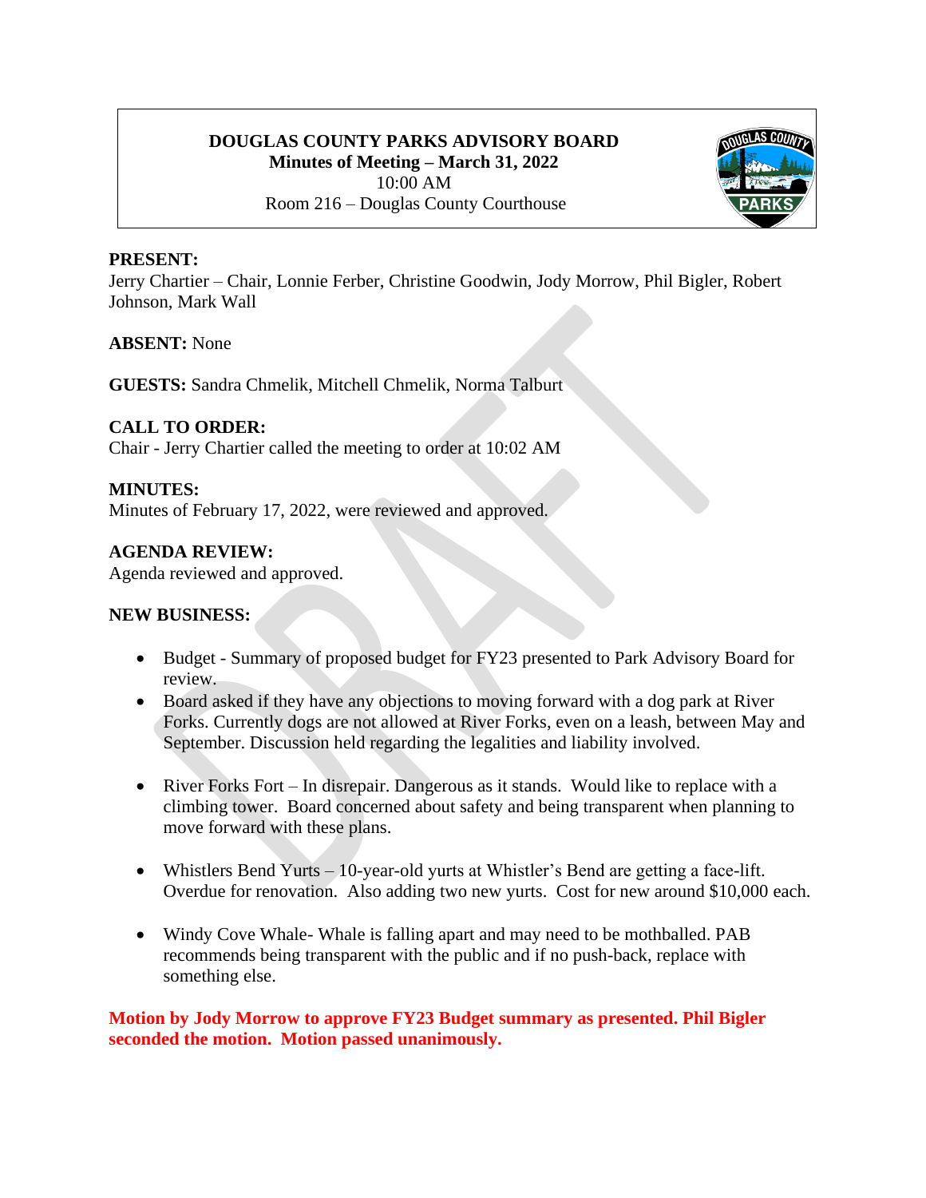**DOUGLAS COUNTY PARKS ADVISORY BOARD**
**Minutes of Meeting – March 31, 2022**
10:00 AM
Room 216 – Douglas County Courthouse

**PRESENT:**
Jerry Chartier – Chair, Lonnie Ferber, Christine Goodwin, Jody Morrow, Phil Bigler, Robert Johnson, Mark Wall

**ABSENT:** None

**GUESTS:** Sandra Chmelik, Mitchell Chmelik, Norma Talburt

**CALL TO ORDER:**
Chair - Jerry Chartier called the meeting to order at 10:02 AM

**MINUTES:**
Minutes of February 17, 2022, were reviewed and approved.

**AGENDA REVIEW:**
Agenda reviewed and approved.

**NEW BUSINESS:**

- Budget - Summary of proposed budget for FY23 presented to Park Advisory Board for review.
- Board asked if they have any objections to moving forward with a dog park at River Forks. Currently dogs are not allowed at River Forks, even on a leash, between May and September. Discussion held regarding the legalities and liability involved.
- River Forks Fort – In disrepair. Dangerous as it stands. Would like to replace with a climbing tower. Board concerned about safety and being transparent when planning to move forward with these plans.
- Whistlers Bend Yurts – 10-year-old yurts at Whistler's Bend are getting a face-lift. Overdue for renovation. Also adding two new yurts. Cost for new around $10,000 each.
- Windy Cove Whale- Whale is falling apart and may need to be mothballed. PAB recommends being transparent with the public and if no push-back, replace with something else.

**Motion by Jody Morrow to approve FY23 Budget summary as presented. Phil Bigler seconded the motion. Motion passed unanimously.**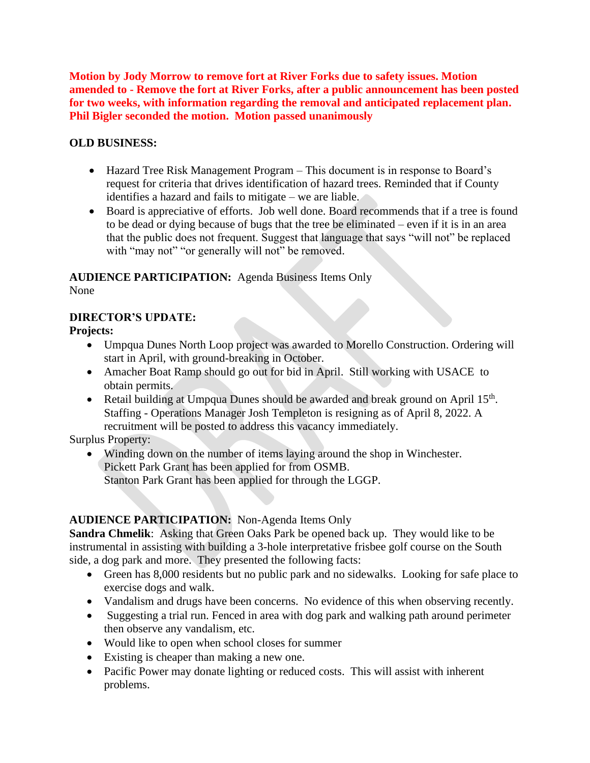**Motion by Jody Morrow to remove fort at River Forks due to safety issues. Motion amended to - Remove the fort at River Forks, after a public announcement has been posted for two weeks, with information regarding the removal and anticipated replacement plan. Phil Bigler seconded the motion. Motion passed unanimously**

**OLD BUSINESS:**

- Hazard Tree Risk Management Program – This document is in response to Board's request for criteria that drives identification of hazard trees. Reminded that if County identifies a hazard and fails to mitigate – we are liable.
- Board is appreciative of efforts. Job well done. Board recommends that if a tree is found to be dead or dying because of bugs that the tree be eliminated – even if it is in an area that the public does not frequent. Suggest that language that says "will not" be replaced with "may not" "or generally will not" be removed.

**AUDIENCE PARTICIPATION:** Agenda Business Items Only
None

**DIRECTOR'S UPDATE:**
**Projects:**

- Umpqua Dunes North Loop project was awarded to Morello Construction. Ordering will start in April, with ground-breaking in October.
- Amacher Boat Ramp should go out for bid in April. Still working with USACE to obtain permits.
- Retail building at Umpqua Dunes should be awarded and break ground on April 15th. Staffing - Operations Manager Josh Templeton is resigning as of April 8, 2022. A recruitment will be posted to address this vacancy immediately.

Surplus Property:

- Winding down on the number of items laying around the shop in Winchester. Pickett Park Grant has been applied for from OSMB. Stanton Park Grant has been applied for through the LGGP.

**AUDIENCE PARTICIPATION:** Non-Agenda Items Only
**Sandra Chmelik**: Asking that Green Oaks Park be opened back up. They would like to be instrumental in assisting with building a 3-hole interpretative frisbee golf course on the South side, a dog park and more. They presented the following facts:

- Green has 8,000 residents but no public park and no sidewalks. Looking for safe place to exercise dogs and walk.
- Vandalism and drugs have been concerns. No evidence of this when observing recently.
- Suggesting a trial run. Fenced in area with dog park and walking path around perimeter then observe any vandalism, etc.
- Would like to open when school closes for summer
- Existing is cheaper than making a new one.
- Pacific Power may donate lighting or reduced costs. This will assist with inherent problems.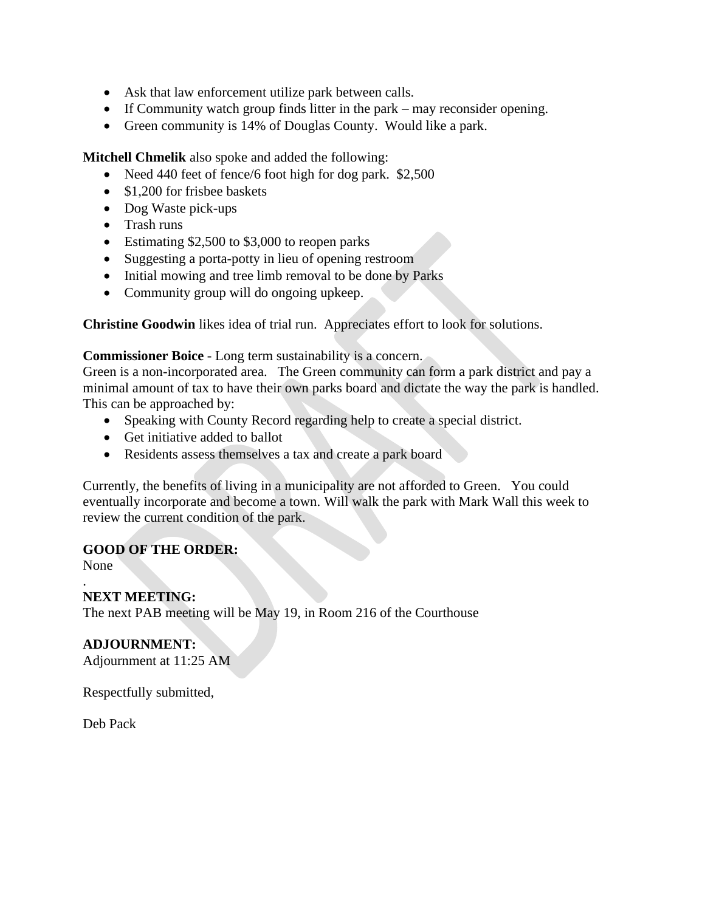- Ask that law enforcement utilize park between calls.
- If Community watch group finds litter in the park – may reconsider opening.
- Green community is 14% of Douglas County. Would like a park.

**Mitchell Chmelik** also spoke and added the following:

- Need 440 feet of fence/6 foot high for dog park. $2,500
- $1,200 for frisbee baskets
- Dog Waste pick-ups
- Trash runs
- Estimating $2,500 to $3,000 to reopen parks
- Suggesting a porta-potty in lieu of opening restroom
- Initial mowing and tree limb removal to be done by Parks
- Community group will do ongoing upkeep.

**Christine Goodwin** likes idea of trial run. Appreciates effort to look for solutions.

**Commissioner Boice** - Long term sustainability is a concern.
Green is a non-incorporated area. The Green community can form a park district and pay a minimal amount of tax to have their own parks board and dictate the way the park is handled. This can be approached by:

- Speaking with County Record regarding help to create a special district.
- Get initiative added to ballot
- Residents assess themselves a tax and create a park board

Currently, the benefits of living in a municipality are not afforded to Green. You could eventually incorporate and become a town. Will walk the park with Mark Wall this week to review the current condition of the park.

**GOOD OF THE ORDER:**
None
.
**NEXT MEETING:**
The next PAB meeting will be May 19, in Room 216 of the Courthouse

**ADJOURNMENT:**
Adjournment at 11:25 AM

Respectfully submitted,

Deb Pack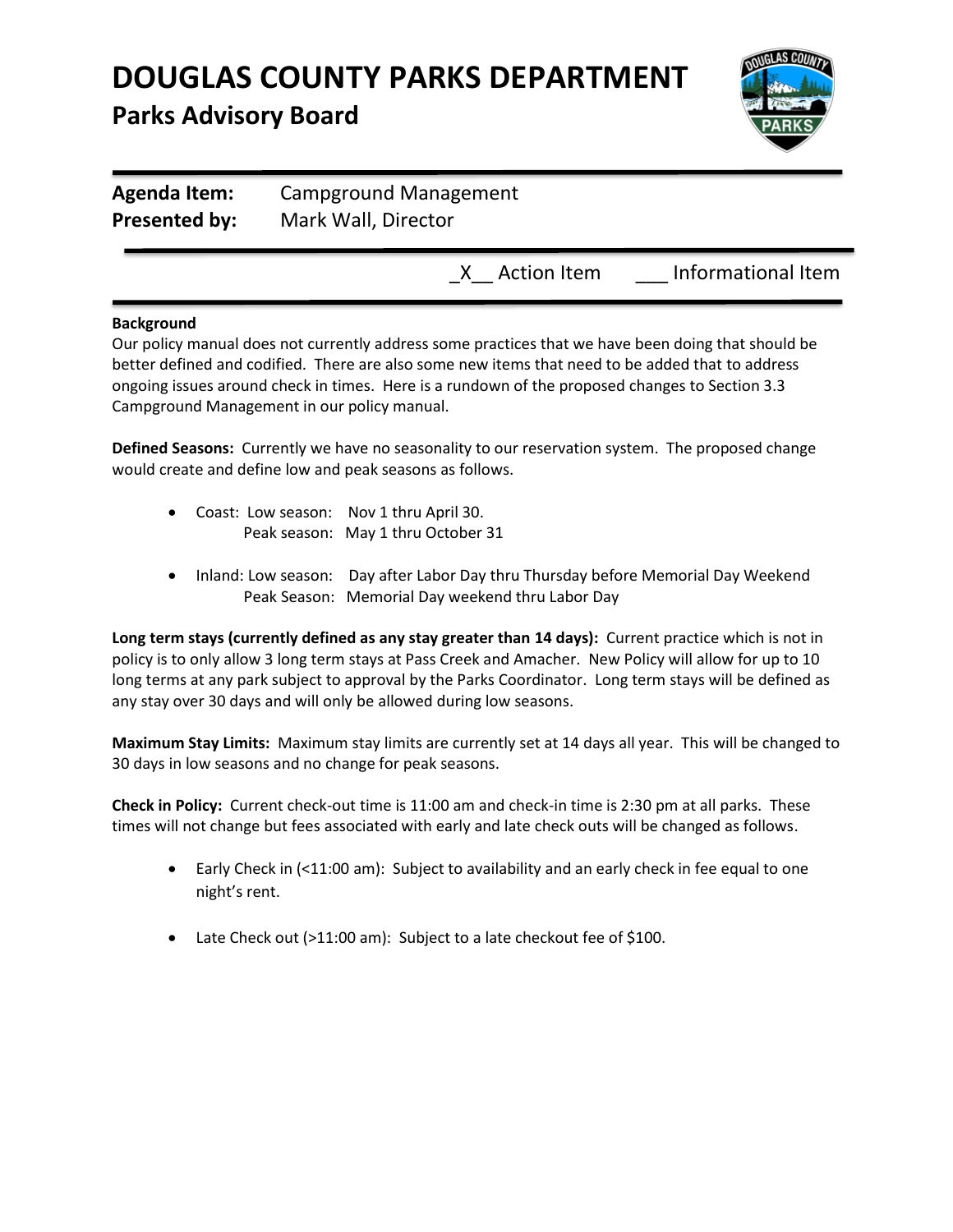# DOUGLAS COUNTY PARKS DEPARTMENT

## Parks Advisory Board

**Agenda Item:** Campground Management
**Presented by:** Mark Wall, Director

_X__ Action Item ___ Informational Item

**Background**
Our policy manual does not currently address some practices that we have been doing that should be better defined and codified. There are also some new items that need to be added that to address ongoing issues around check in times. Here is a rundown of the proposed changes to Section 3.3 Campground Management in our policy manual.

**Defined Seasons:** Currently we have no seasonality to our reservation system. The proposed change would create and define low and peak seasons as follows.

- Coast: Low season: Nov 1 thru April 30.
  Peak season: May 1 thru October 31

- Inland: Low season: Day after Labor Day thru Thursday before Memorial Day Weekend
  Peak Season: Memorial Day weekend thru Labor Day

**Long term stays (currently defined as any stay greater than 14 days):** Current practice which is not in policy is to only allow 3 long term stays at Pass Creek and Amacher. New Policy will allow for up to 10 long terms at any park subject to approval by the Parks Coordinator. Long term stays will be defined as any stay over 30 days and will only be allowed during low seasons.

**Maximum Stay Limits:** Maximum stay limits are currently set at 14 days all year. This will be changed to 30 days in low seasons and no change for peak seasons.

**Check in Policy:** Current check-out time is 11:00 am and check-in time is 2:30 pm at all parks. These times will not change but fees associated with early and late check outs will be changed as follows.

- Early Check in (<11:00 am): Subject to availability and an early check in fee equal to one night's rent.

- Late Check out (>11:00 am): Subject to a late checkout fee of $100.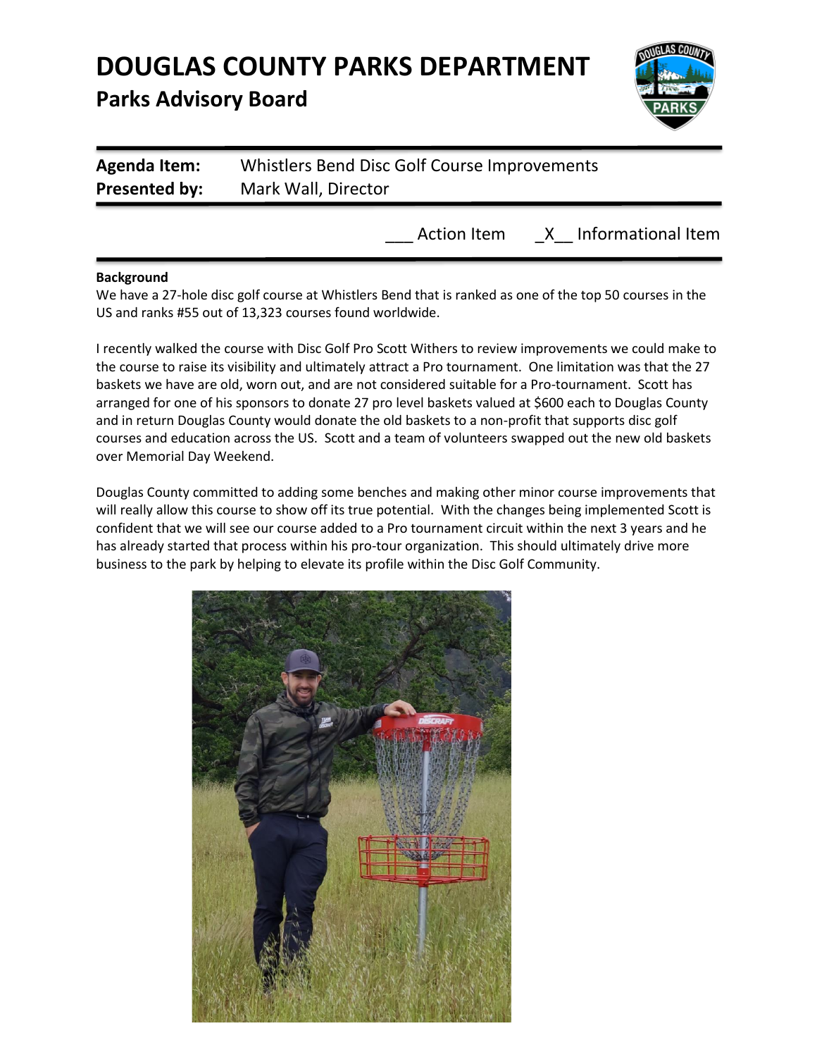# DOUGLAS COUNTY PARKS DEPARTMENT

## Parks Advisory Board

**Agenda Item:** Whistlers Bend Disc Golf Course Improvements
**Presented by:** Mark Wall, Director

___ Action Item _X__ Informational Item

**Background**

We have a 27-hole disc golf course at Whistlers Bend that is ranked as one of the top 50 courses in the US and ranks #55 out of 13,323 courses found worldwide.

I recently walked the course with Disc Golf Pro Scott Withers to review improvements we could make to the course to raise its visibility and ultimately attract a Pro tournament. One limitation was that the 27 baskets we have are old, worn out, and are not considered suitable for a Pro-tournament. Scott has arranged for one of his sponsors to donate 27 pro level baskets valued at $600 each to Douglas County and in return Douglas County would donate the old baskets to a non-profit that supports disc golf courses and education across the US. Scott and a team of volunteers swapped out the new old baskets over Memorial Day Weekend.

Douglas County committed to adding some benches and making other minor course improvements that will really allow this course to show off its true potential. With the changes being implemented Scott is confident that we will see our course added to a Pro tournament circuit within the next 3 years and he has already started that process within his pro-tour organization. This should ultimately drive more business to the park by helping to elevate its profile within the Disc Golf Community.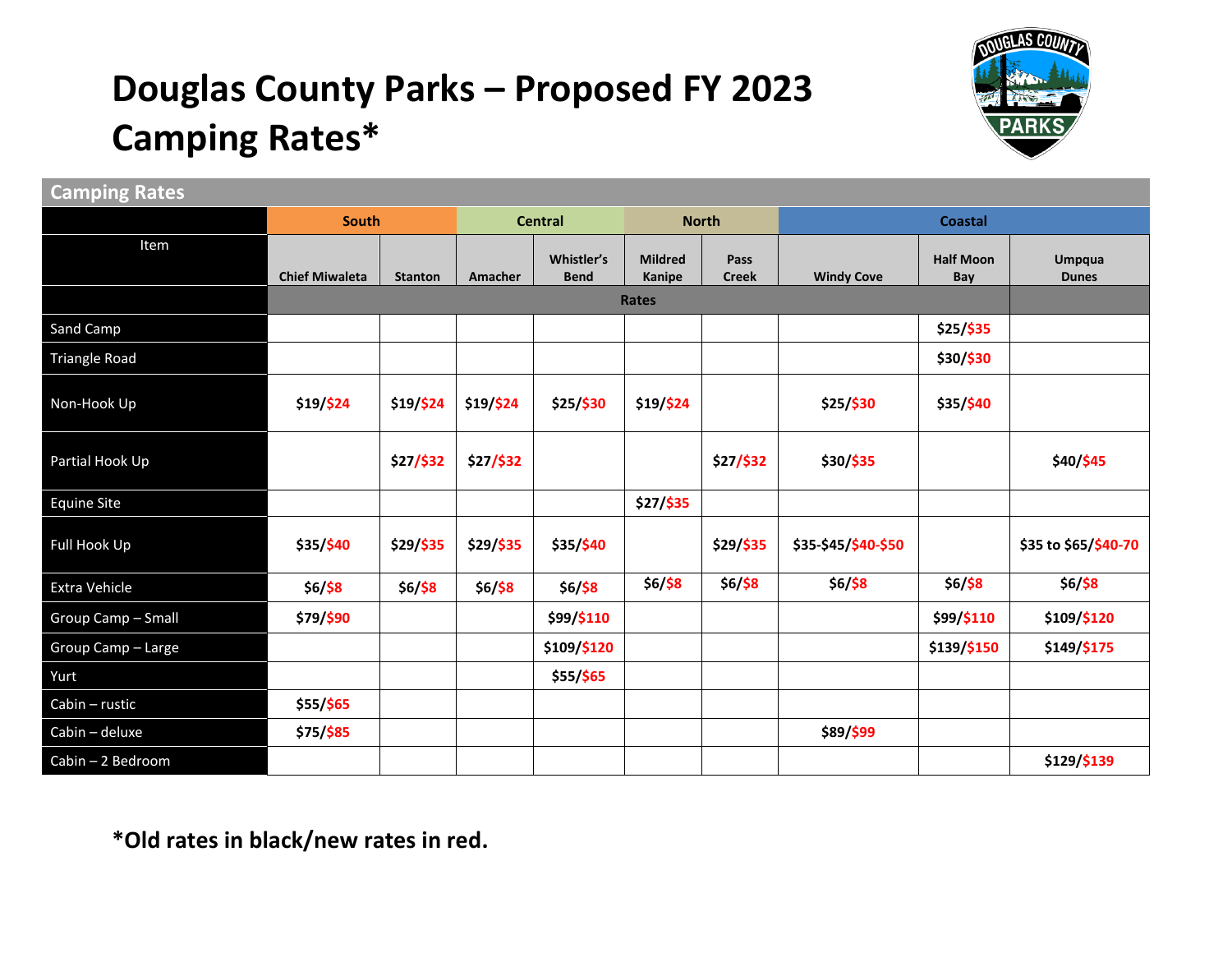# Douglas County Parks – Proposed FY 2023 Camping Rates*

## Camping Rates

| Item | South | | Central | | North | | Coastal | | |
|---|---|---|---|---|---|---|---|---|---|
| | Chief Miwaleta | Stanton | Amacher | Whistler's Bend | Mildred Kanipe | Pass Creek | Windy Cove | Half Moon Bay | Umpqua Dunes |
| | Rates | | | | | | | | |
| Sand Camp | | | | | | | | $25/$35 | |
| Triangle Road | | | | | | | | $30/$30 | |
| Non-Hook Up | $19/$24 | $19/$24 | $19/$24 | $25/$30 | $19/$24 | | $25/$30 | $35/$40 | |
| Partial Hook Up | | $27/$32 | $27/$32 | | | $27/$32 | $30/$35 | | $40/$45 |
| Equine Site | | | | | $27/$35 | | | | |
| Full Hook Up | $35/$40 | $29/$35 | $29/$35 | $35/$40 | | $29/$35 | $35-$45/$40-$50 | | $35 to $65/$40-70 |
| Extra Vehicle | $6/$8 | $6/$8 | $6/$8 | $6/$8 | $6/$8 | $6/$8 | $6/$8 | $6/$8 | $6/$8 |
| Group Camp – Small | $79/$90 | | | $99/$110 | | | | $99/$110 | $109/$120 |
| Group Camp – Large | | | | $109/$120 | | | | $139/$150 | $149/$175 |
| Yurt | | | | $55/$65 | | | | | |
| Cabin – rustic | $55/$65 | | | | | | | | |
| Cabin – deluxe | $75/$85 | | | | | | $89/$99 | | |
| Cabin – 2 Bedroom | | | | | | | | | $129/$139 |

**\*Old rates in black/new rates in red.**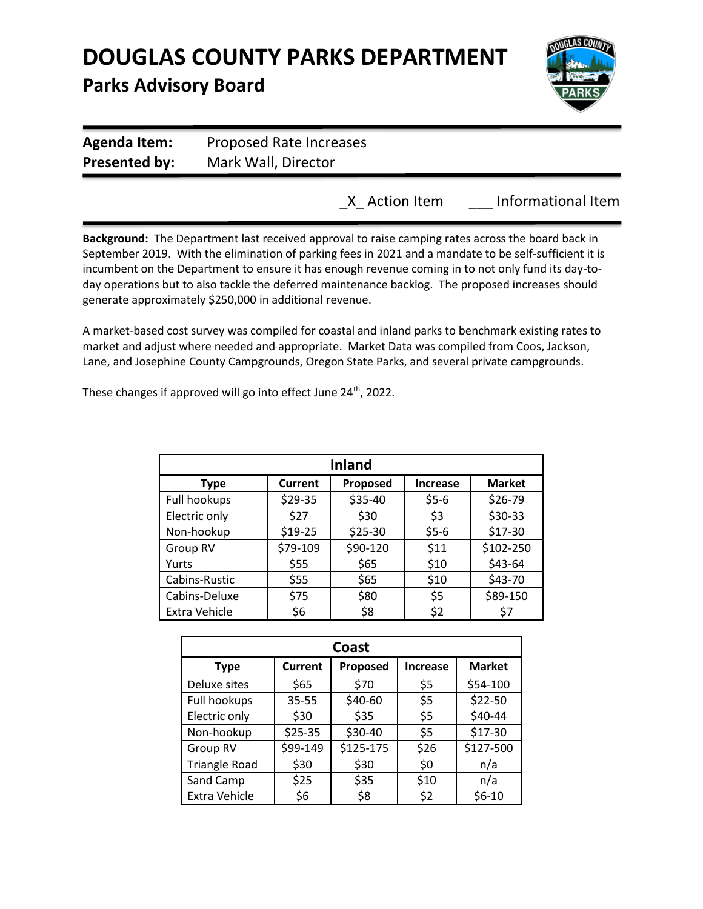# DOUGLAS COUNTY PARKS DEPARTMENT

## Parks Advisory Board

**Agenda Item:** Proposed Rate Increases
**Presented by:** Mark Wall, Director

_X_ Action Item ___ Informational Item

**Background:** The Department last received approval to raise camping rates across the board back in September 2019. With the elimination of parking fees in 2021 and a mandate to be self-sufficient it is incumbent on the Department to ensure it has enough revenue coming in to not only fund its day-to-day operations but to also tackle the deferred maintenance backlog. The proposed increases should generate approximately $250,000 in additional revenue.

A market-based cost survey was compiled for coastal and inland parks to benchmark existing rates to market and adjust where needed and appropriate. Market Data was compiled from Coos, Jackson, Lane, and Josephine County Campgrounds, Oregon State Parks, and several private campgrounds.

These changes if approved will go into effect June 24th, 2022.

| Inland | | | | |
|---|---|---|---|---|
| **Type** | **Current** | **Proposed** | **Increase** | **Market** |
| Full hookups | $29-35 | $35-40 | $5-6 | $26-79 |
| Electric only | $27 | $30 | $3 | $30-33 |
| Non-hookup | $19-25 | $25-30 | $5-6 | $17-30 |
| Group RV | $79-109 | $90-120 | $11 | $102-250 |
| Yurts | $55 | $65 | $10 | $43-64 |
| Cabins-Rustic | $55 | $65 | $10 | $43-70 |
| Cabins-Deluxe | $75 | $80 | $5 | $89-150 |
| Extra Vehicle | $6 | $8 | $2 | $7 |

| Coast | | | | |
|---|---|---|---|---|
| **Type** | **Current** | **Proposed** | **Increase** | **Market** |
| Deluxe sites | $65 | $70 | $5 | $54-100 |
| Full hookups | 35-55 | $40-60 | $5 | $22-50 |
| Electric only | $30 | $35 | $5 | $40-44 |
| Non-hookup | $25-35 | $30-40 | $5 | $17-30 |
| Group RV | $99-149 | $125-175 | $26 | $127-500 |
| Triangle Road | $30 | $30 | $0 | n/a |
| Sand Camp | $25 | $35 | $10 | n/a |
| Extra Vehicle | $6 | $8 | $2 | $6-10 |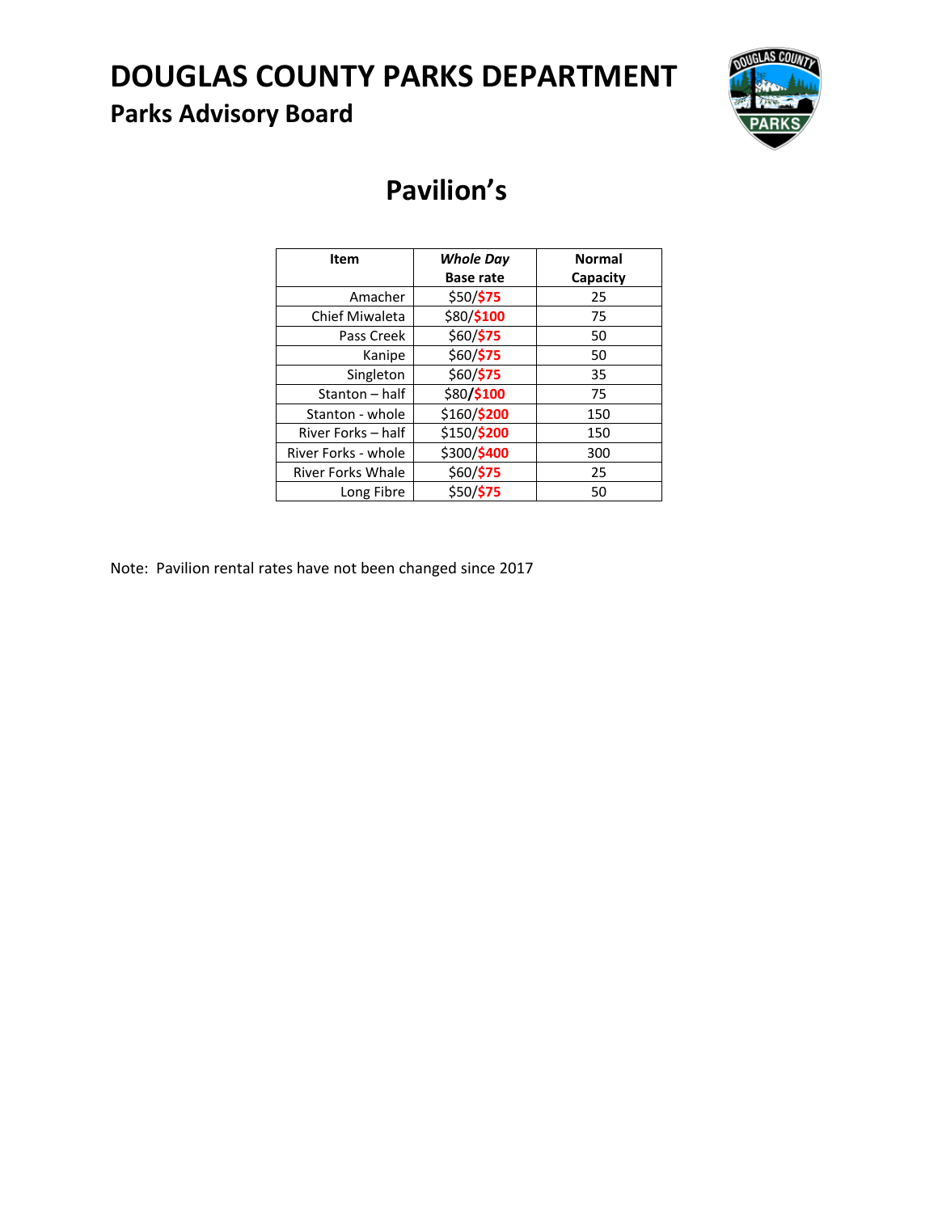# DOUGLAS COUNTY PARKS DEPARTMENT

## Parks Advisory Board

## Pavilion's

| Item | *Whole Day* Base rate | Normal Capacity |
|---|---|---|
| Amacher | $50/**$75** | 25 |
| Chief Miwaleta | $80/**$100** | 75 |
| Pass Creek | $60/**$75** | 50 |
| Kanipe | $60/**$75** | 50 |
| Singleton | $60/**$75** | 35 |
| Stanton – half | $80/**$100** | 75 |
| Stanton - whole | $160/**$200** | 150 |
| River Forks – half | $150/**$200** | 150 |
| River Forks - whole | $300/**$400** | 300 |
| River Forks Whale | $60/**$75** | 25 |
| Long Fibre | $50/**$75** | 50 |

Note: Pavilion rental rates have not been changed since 2017